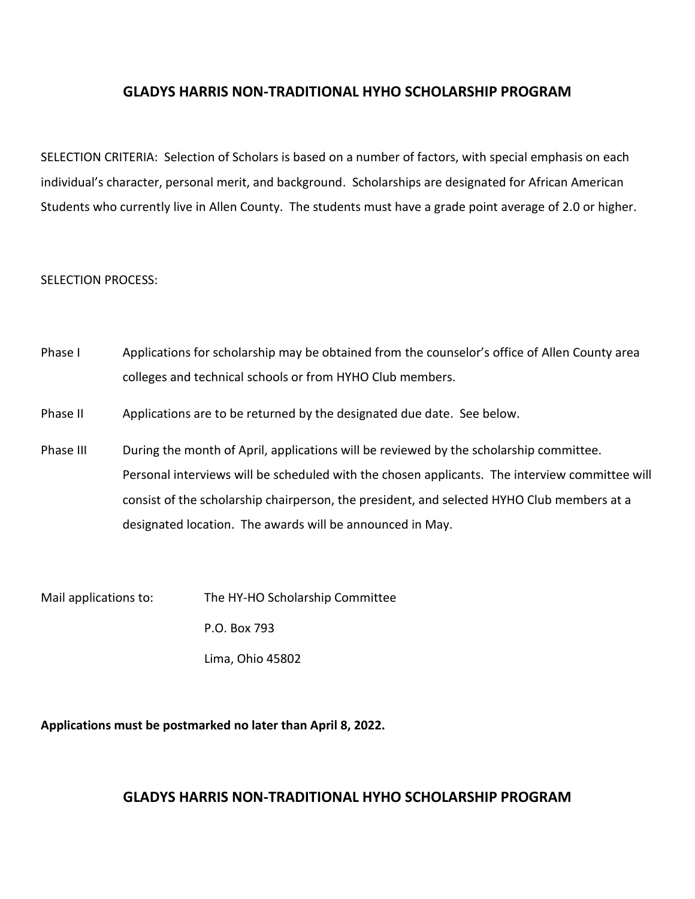## GLADYS HARRIS NON-TRADITIONAL HYHO SCHOLARSHIP PROGRAM

SELECTION CRITERIA: Selection of Scholars is based on a number of factors, with special emphasis on each individual's character, personal merit, and background. Scholarships are designated for African American Students who currently live in Allen County. The students must have a grade point average of 2.0 or higher.

SELECTION PROCESS:

Phase I — Applications for scholarship may be obtained from the counselor's office of Allen County area colleges and technical schools or from HYHO Club members.

Phase II — Applications are to be returned by the designated due date. See below.

Phase III — During the month of April, applications will be reviewed by the scholarship committee. Personal interviews will be scheduled with the chosen applicants. The interview committee will consist of the scholarship chairperson, the president, and selected HYHO Club members at a designated location. The awards will be announced in May.

Mail applications to:

The HY-HO Scholarship Committee
P.O. Box 793
Lima, Ohio 45802

**Applications must be postmarked no later than April 8, 2022.**

## GLADYS HARRIS NON-TRADITIONAL HYHO SCHOLARSHIP PROGRAM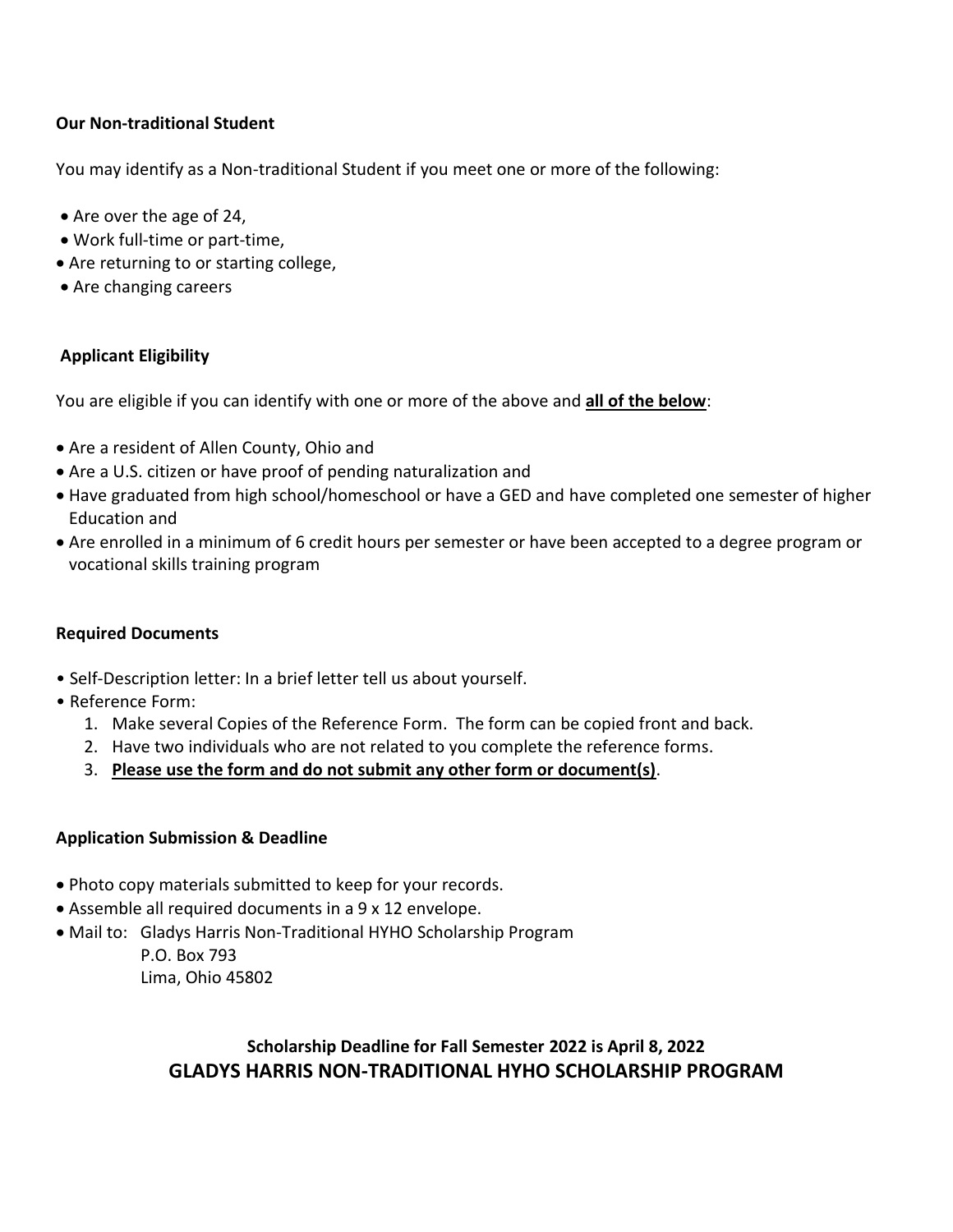**Our Non-traditional Student**

You may identify as a Non-traditional Student if you meet one or more of the following:

- Are over the age of 24,
- Work full-time or part-time,
- Are returning to or starting college,
- Are changing careers

**Applicant Eligibility**

You are eligible if you can identify with one or more of the above and **<u>all of the below</u>**:

- Are a resident of Allen County, Ohio and
- Are a U.S. citizen or have proof of pending naturalization and
- Have graduated from high school/homeschool or have a GED and have completed one semester of higher Education and
- Are enrolled in a minimum of 6 credit hours per semester or have been accepted to a degree program or vocational skills training program

**Required Documents**

- Self-Description letter: In a brief letter tell us about yourself.
- Reference Form:
    1. Make several Copies of the Reference Form. The form can be copied front and back.
    2. Have two individuals who are not related to you complete the reference forms.
    3. **<u>Please use the form and do not submit any other form or document(s)</u>**.

**Application Submission & Deadline**

- Photo copy materials submitted to keep for your records.
- Assemble all required documents in a 9 x 12 envelope.
- Mail to: Gladys Harris Non-Traditional HYHO Scholarship Program
  P.O. Box 793
  Lima, Ohio 45802

**Scholarship Deadline for Fall Semester 2022 is April 8, 2022**

**GLADYS HARRIS NON-TRADITIONAL HYHO SCHOLARSHIP PROGRAM**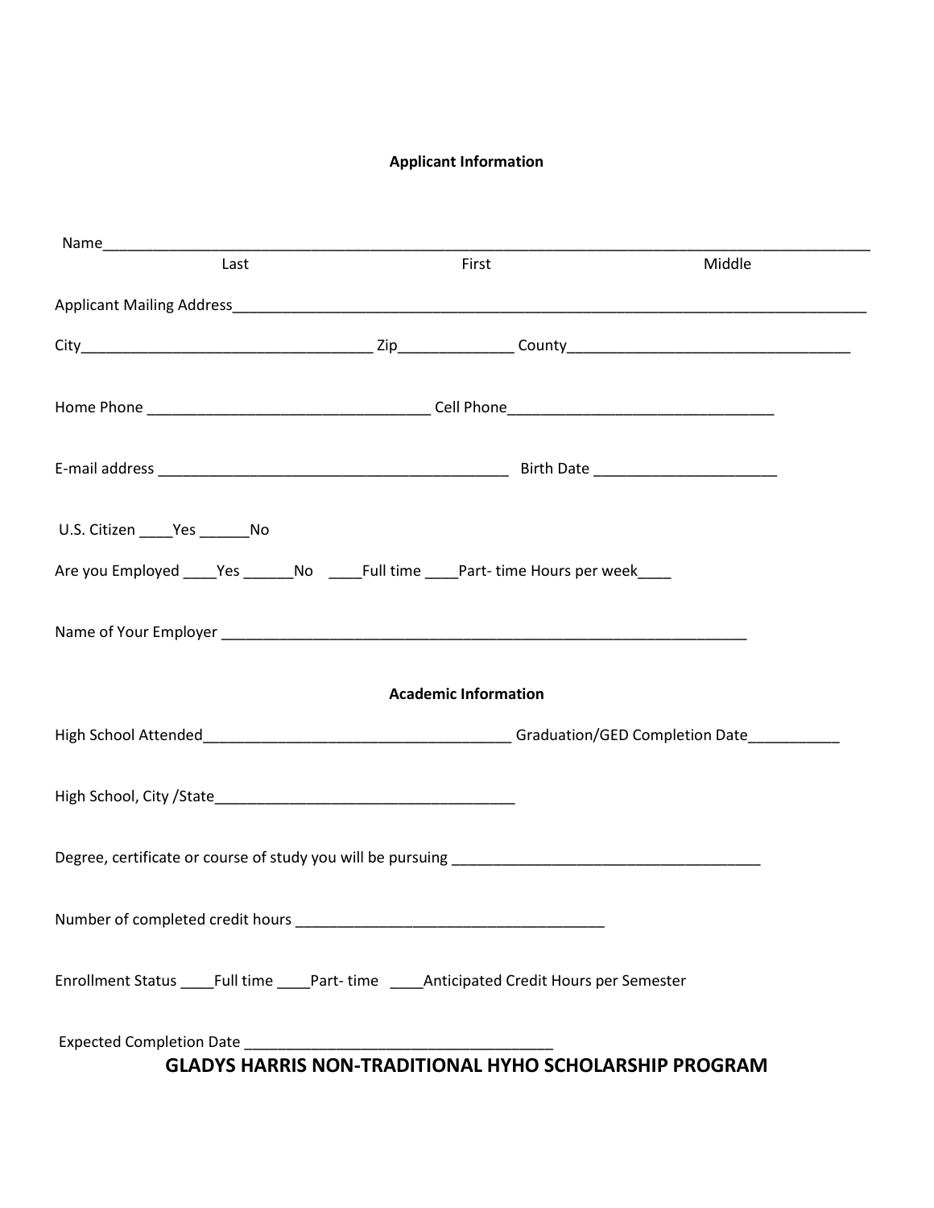### Applicant Information

Name___________________________________________________________________________________________
Last First Middle

Applicant Mailing Address_____________________________________________________________________________

City___________________________________ Zip_____________ County__________________________________

Home Phone __________________________________ Cell Phone________________________________

E-mail address __________________________________________ Birth Date _____________________

U.S. Citizen ____Yes ______No

Are you Employed ____Yes ______No ____Full time ____Part- time Hours per week____

Name of Your Employer _______________________________________________________________

### Academic Information

High School Attended_____________________________________ Graduation/GED Completion Date___________

High School, City /State____________________________________

Degree, certificate or course of study you will be pursuing _____________________________________

Number of completed credit hours _____________________________________

Enrollment Status ____Full time ____Part- time ____Anticipated Credit Hours per Semester

Expected Completion Date ___________________________________

**GLADYS HARRIS NON-TRADITIONAL HYHO SCHOLARSHIP PROGRAM**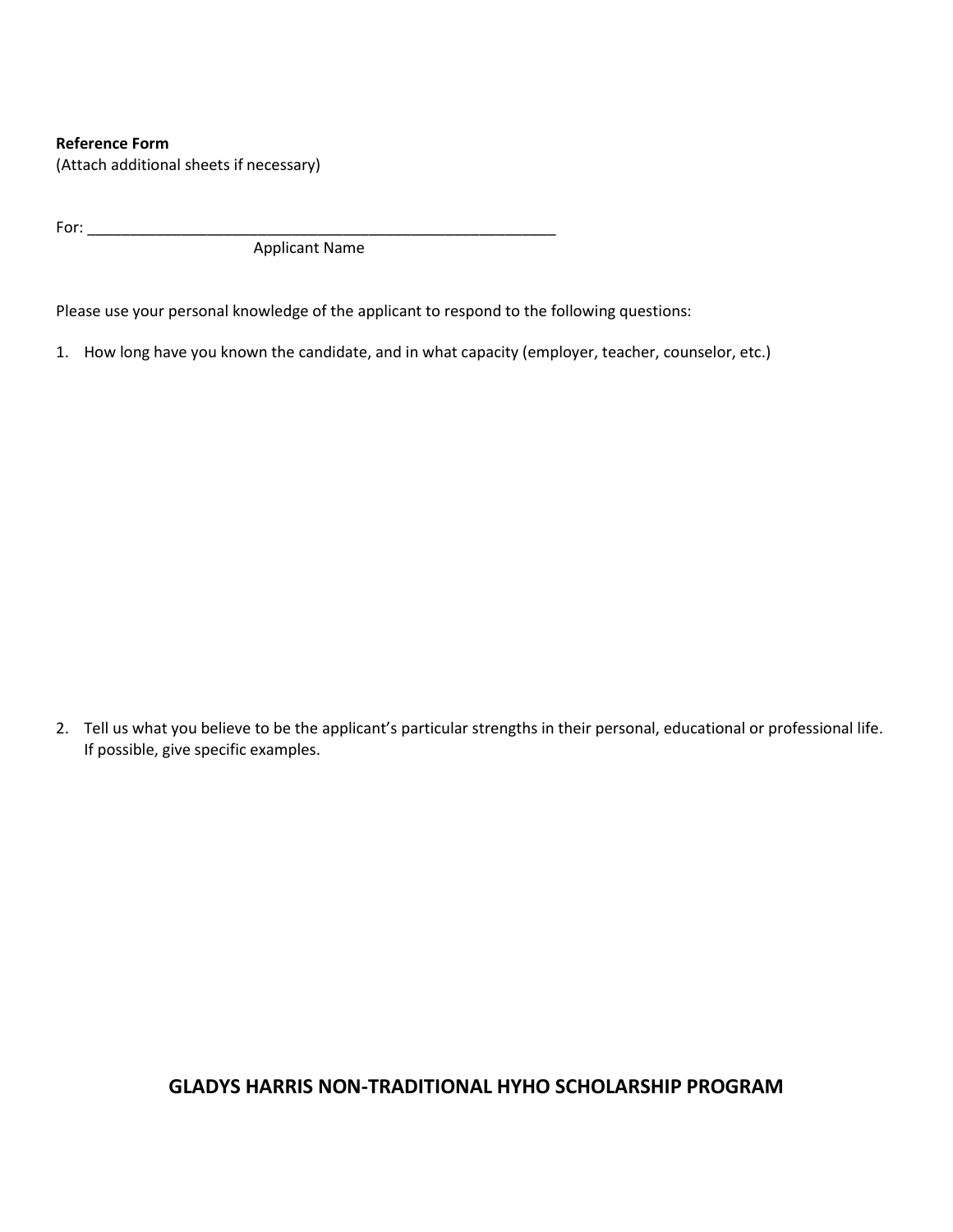**Reference Form**
(Attach additional sheets if necessary)

For: ___________________________________________________________
Applicant Name

Please use your personal knowledge of the applicant to respond to the following questions:

1. How long have you known the candidate, and in what capacity (employer, teacher, counselor, etc.)

2. Tell us what you believe to be the applicant's particular strengths in their personal, educational or professional life. If possible, give specific examples.

**GLADYS HARRIS NON-TRADITIONAL HYHO SCHOLARSHIP PROGRAM**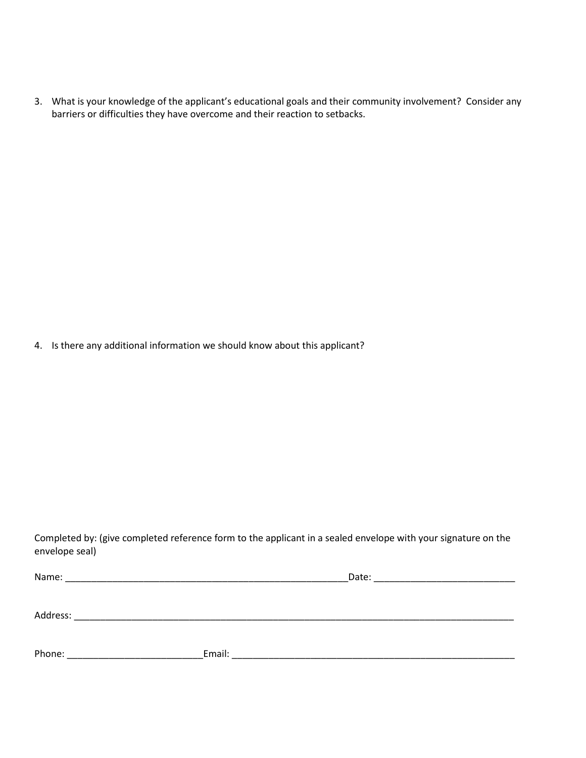3. What is your knowledge of the applicant's educational goals and their community involvement? Consider any barriers or difficulties they have overcome and their reaction to setbacks.

4. Is there any additional information we should know about this applicant?

Completed by: (give completed reference form to the applicant in a sealed envelope with your signature on the envelope seal)

Name: ________________________________________________________Date: ___________________________

Address: ______________________________________________________________________________________

Phone: __________________________Email: _______________________________________________________